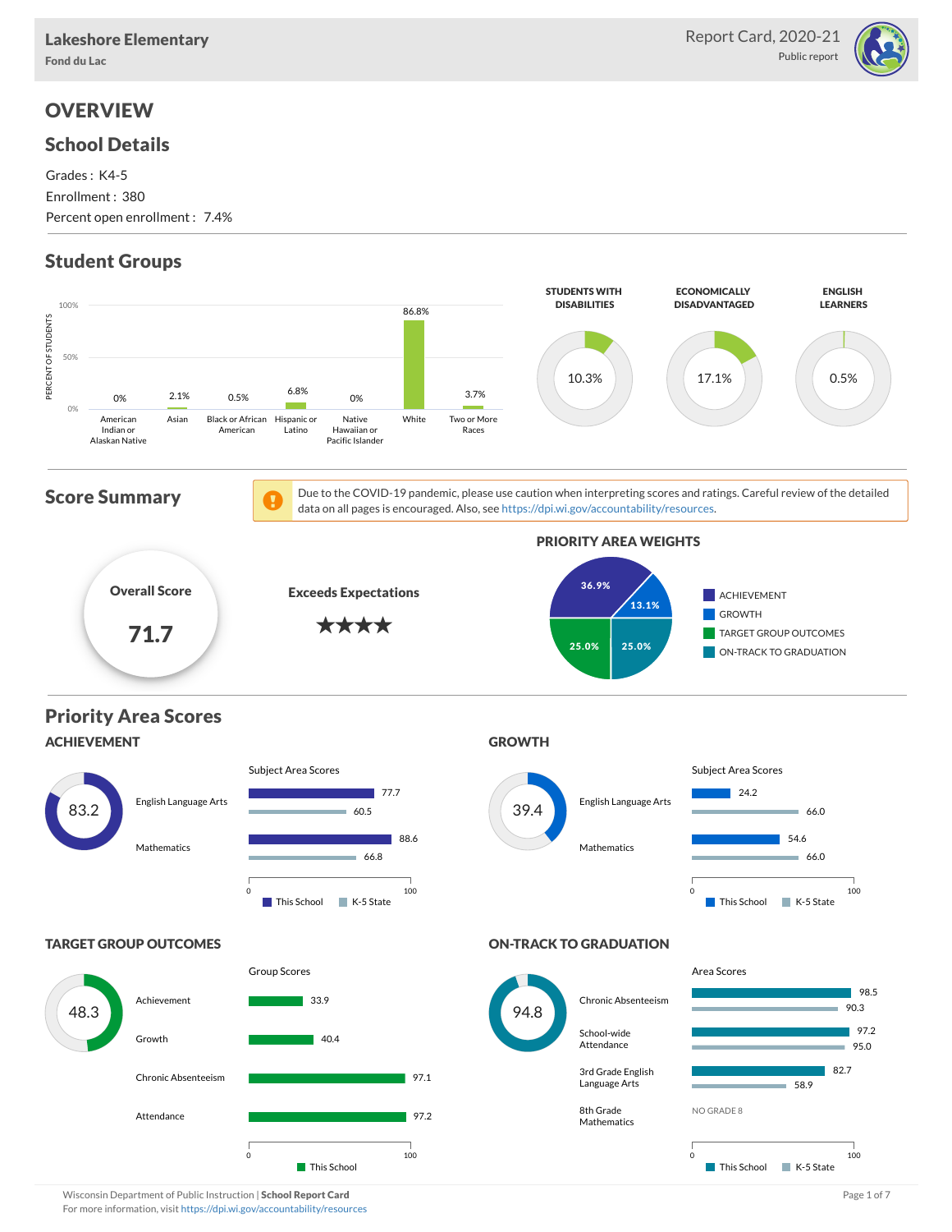**Lakeshore Elementary**
Fond du Lac

Report Card, 2020-21
Public report

# OVERVIEW

## School Details

Grades : K4-5
Enrollment : 380
Percent open enrollment : 7.4%

## Student Groups

| American Indian or Alaskan Native | Asian | Black or African American | Hispanic or Latino | Native Hawaiian or Pacific Islander | White | Two or More Races |
|---|---|---|---|---|---|---|
| 0% | 2.1% | 0.5% | 6.8% | 0% | 86.8% | 3.7% |

| STUDENTS WITH DISABILITIES | ECONOMICALLY DISADVANTAGED | ENGLISH LEARNERS |
|---|---|---|
| 10.3% | 17.1% | 0.5% |

## Score Summary

Due to the COVID-19 pandemic, please use caution when interpreting scores and ratings. Careful review of the detailed data on all pages is encouraged. Also, see https://dpi.wi.gov/accountability/resources.

**Overall Score**
**71.7**

**Exceeds Expectations**
★★★★

**PRIORITY AREA WEIGHTS**

| Priority Area | Weight |
|---|---|
| ACHIEVEMENT | 36.9% |
| GROWTH | 13.1% |
| TARGET GROUP OUTCOMES | 25.0% |
| ON-TRACK TO GRADUATION | 25.0% |

## Priority Area Scores

### ACHIEVEMENT

**83.2**

Subject Area Scores

| Subject | This School | K-5 State |
|---|---|---|
| English Language Arts | 77.7 | 60.5 |
| Mathematics | 88.6 | 66.8 |

### GROWTH

**39.4**

Subject Area Scores

| Subject | This School | K-5 State |
|---|---|---|
| English Language Arts | 24.2 | 66.0 |
| Mathematics | 54.6 | 66.0 |

### TARGET GROUP OUTCOMES

**48.3**

Group Scores

| Group | This School |
|---|---|
| Achievement | 33.9 |
| Growth | 40.4 |
| Chronic Absenteeism | 97.1 |
| Attendance | 97.2 |

### ON-TRACK TO GRADUATION

**94.8**

Area Scores

| Area | This School | K-5 State |
|---|---|---|
| Chronic Absenteeism | 98.5 | 90.3 |
| School-wide Attendance | 97.2 | 95.0 |
| 3rd Grade English Language Arts | 82.7 | 58.9 |
| 8th Grade Mathematics | NO GRADE 8 | |

Wisconsin Department of Public Instruction | **School Report Card**
For more information, visit https://dpi.wi.gov/accountability/resources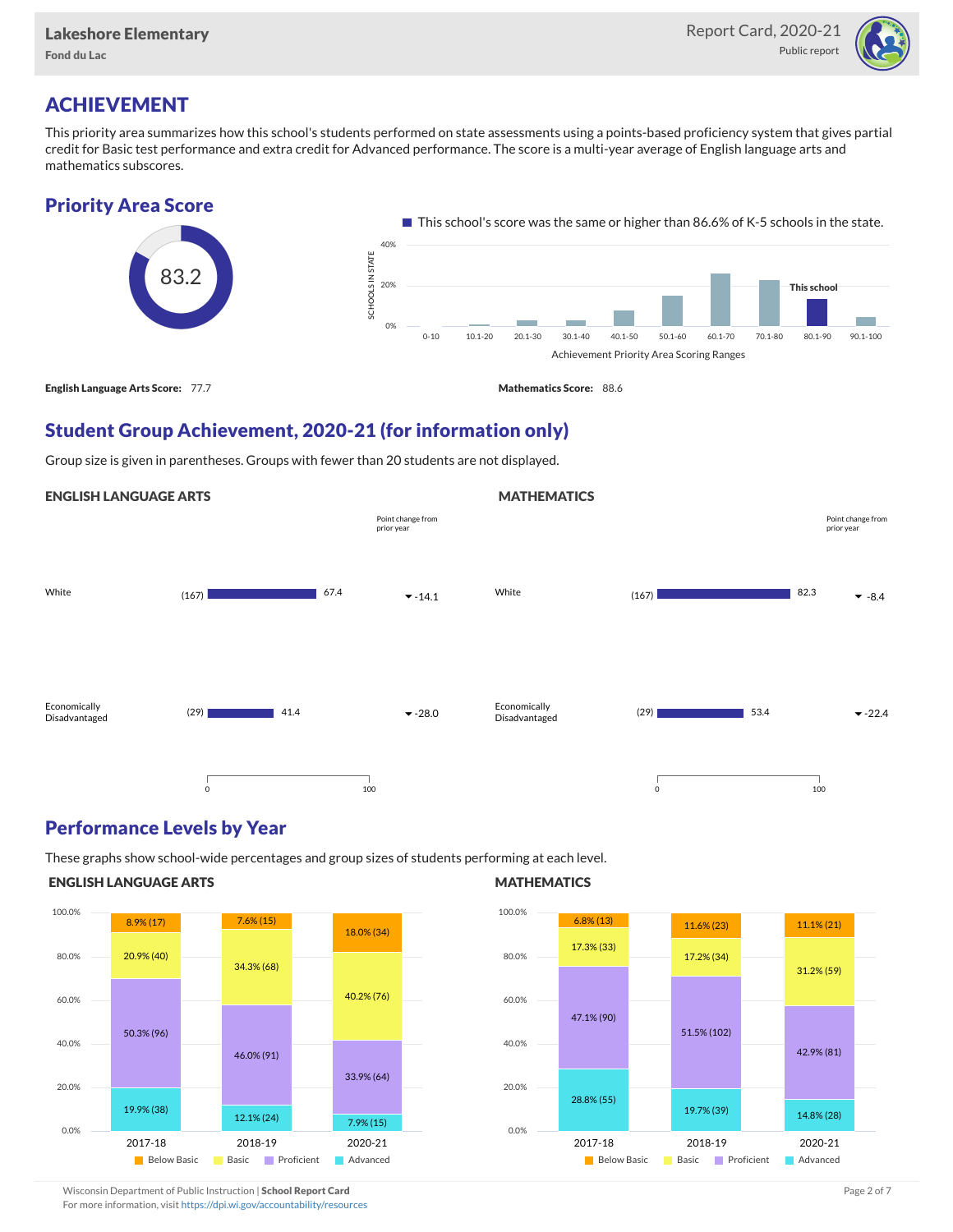# ACHIEVEMENT

This priority area summarizes how this school's students performed on state assessments using a points-based proficiency system that gives partial credit for Basic test performance and extra credit for Advanced performance. The score is a multi-year average of English language arts and mathematics subscores.

## Priority Area Score

83.2

This school's score was the same or higher than 86.6% of K-5 schools in the state.

**English Language Arts Score:** 77.7

**Mathematics Score:** 88.6

## Student Group Achievement, 2020-21 (for information only)

Group size is given in parentheses. Groups with fewer than 20 students are not displayed.

### ENGLISH LANGUAGE ARTS

| Group | Size | Score | Point change from prior year |
|---|---|---|---|
| White | (167) | 67.4 | -14.1 |
| Economically Disadvantaged | (29) | 41.4 | -28.0 |

### MATHEMATICS

| Group | Size | Score | Point change from prior year |
|---|---|---|---|
| White | (167) | 82.3 | -8.4 |
| Economically Disadvantaged | (29) | 53.4 | -22.4 |

## Performance Levels by Year

These graphs show school-wide percentages and group sizes of students performing at each level.

### ENGLISH LANGUAGE ARTS

| Level | 2017-18 | 2018-19 | 2020-21 |
|---|---|---|---|
| Below Basic | 8.9% (17) | 7.6% (15) | 18.0% (34) |
| Basic | 20.9% (40) | 34.3% (68) | 40.2% (76) |
| Proficient | 50.3% (96) | 46.0% (91) | 33.9% (64) |
| Advanced | 19.9% (38) | 12.1% (24) | 7.9% (15) |

### MATHEMATICS

| Level | 2017-18 | 2018-19 | 2020-21 |
|---|---|---|---|
| Below Basic | 6.8% (13) | 11.6% (23) | 11.1% (21) |
| Basic | 17.3% (33) | 17.2% (34) | 31.2% (59) |
| Proficient | 47.1% (90) | 51.5% (102) | 42.9% (81) |
| Advanced | 28.8% (55) | 19.7% (39) | 14.8% (28) |

Wisconsin Department of Public Instruction | **School Report Card**
For more information, visit https://dpi.wi.gov/accountability/resources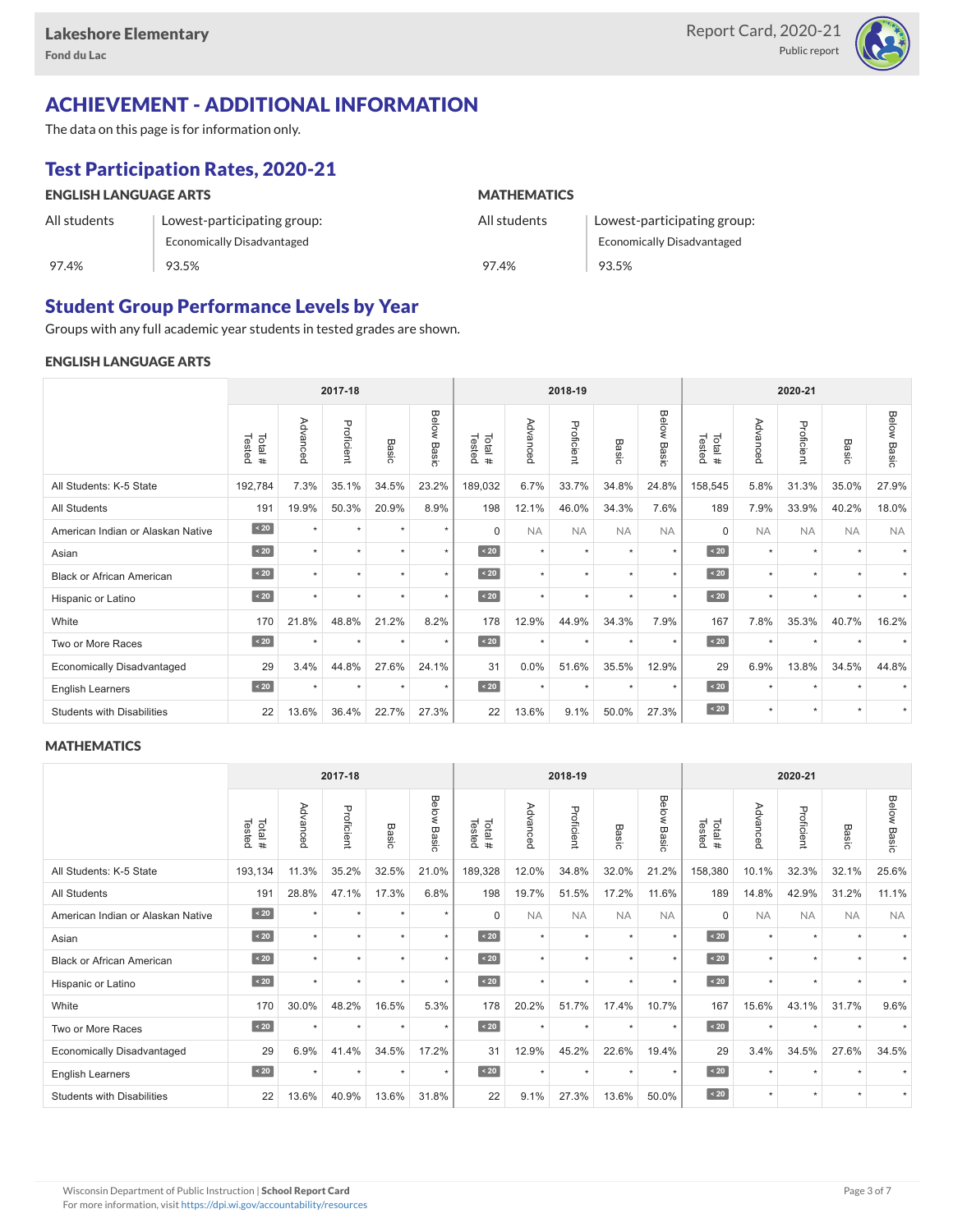# ACHIEVEMENT - ADDITIONAL INFORMATION

The data on this page is for information only.

## Test Participation Rates, 2020-21

### ENGLISH LANGUAGE ARTS

| All students | Lowest-participating group: Economically Disadvantaged |
|---|---|
| 97.4% | 93.5% |

### MATHEMATICS

| All students | Lowest-participating group: Economically Disadvantaged |
|---|---|
| 97.4% | 93.5% |

## Student Group Performance Levels by Year

Groups with any full academic year students in tested grades are shown.

### ENGLISH LANGUAGE ARTS

| | 2017-18 | | | | | 2018-19 | | | | | 2020-21 | | | | |
|---|---|---|---|---|---|---|---|---|---|---|---|---|---|---|---|
| | Total # Tested | Advanced | Proficient | Basic | Below Basic | Total # Tested | Advanced | Proficient | Basic | Below Basic | Total # Tested | Advanced | Proficient | Basic | Below Basic |
| All Students: K-5 State | 192,784 | 7.3% | 35.1% | 34.5% | 23.2% | 189,032 | 6.7% | 33.7% | 34.8% | 24.8% | 158,545 | 5.8% | 31.3% | 35.0% | 27.9% |
| All Students | 191 | 19.9% | 50.3% | 20.9% | 8.9% | 198 | 12.1% | 46.0% | 34.3% | 7.6% | 189 | 7.9% | 33.9% | 40.2% | 18.0% |
| American Indian or Alaskan Native | < 20 | * | * | * | * | 0 | NA | NA | NA | NA | 0 | NA | NA | NA | NA |
| Asian | < 20 | * | * | * | * | < 20 | * | * | * | * | < 20 | * | * | * | * |
| Black or African American | < 20 | * | * | * | * | < 20 | * | * | * | * | < 20 | * | * | * | * |
| Hispanic or Latino | < 20 | * | * | * | * | < 20 | * | * | * | * | < 20 | * | * | * | * |
| White | 170 | 21.8% | 48.8% | 21.2% | 8.2% | 178 | 12.9% | 44.9% | 34.3% | 7.9% | 167 | 7.8% | 35.3% | 40.7% | 16.2% |
| Two or More Races | < 20 | * | * | * | * | < 20 | * | * | * | * | < 20 | * | * | * | * |
| Economically Disadvantaged | 29 | 3.4% | 44.8% | 27.6% | 24.1% | 31 | 0.0% | 51.6% | 35.5% | 12.9% | 29 | 6.9% | 13.8% | 34.5% | 44.8% |
| English Learners | < 20 | * | * | * | * | < 20 | * | * | * | * | < 20 | * | * | * | * |
| Students with Disabilities | 22 | 13.6% | 36.4% | 22.7% | 27.3% | 22 | 13.6% | 9.1% | 50.0% | 27.3% | < 20 | * | * | * | * |

### MATHEMATICS

| | 2017-18 | | | | | 2018-19 | | | | | 2020-21 | | | | |
|---|---|---|---|---|---|---|---|---|---|---|---|---|---|---|---|
| | Total # Tested | Advanced | Proficient | Basic | Below Basic | Total # Tested | Advanced | Proficient | Basic | Below Basic | Total # Tested | Advanced | Proficient | Basic | Below Basic |
| All Students: K-5 State | 193,134 | 11.3% | 35.2% | 32.5% | 21.0% | 189,328 | 12.0% | 34.8% | 32.0% | 21.2% | 158,380 | 10.1% | 32.3% | 32.1% | 25.6% |
| All Students | 191 | 28.8% | 47.1% | 17.3% | 6.8% | 198 | 19.7% | 51.5% | 17.2% | 11.6% | 189 | 14.8% | 42.9% | 31.2% | 11.1% |
| American Indian or Alaskan Native | < 20 | * | * | * | * | 0 | NA | NA | NA | NA | 0 | NA | NA | NA | NA |
| Asian | < 20 | * | * | * | * | < 20 | * | * | * | * | < 20 | * | * | * | * |
| Black or African American | < 20 | * | * | * | * | < 20 | * | * | * | * | < 20 | * | * | * | * |
| Hispanic or Latino | < 20 | * | * | * | * | < 20 | * | * | * | * | < 20 | * | * | * | * |
| White | 170 | 30.0% | 48.2% | 16.5% | 5.3% | 178 | 20.2% | 51.7% | 17.4% | 10.7% | 167 | 15.6% | 43.1% | 31.7% | 9.6% |
| Two or More Races | < 20 | * | * | * | * | < 20 | * | * | * | * | < 20 | * | * | * | * |
| Economically Disadvantaged | 29 | 6.9% | 41.4% | 34.5% | 17.2% | 31 | 12.9% | 45.2% | 22.6% | 19.4% | 29 | 3.4% | 34.5% | 27.6% | 34.5% |
| English Learners | < 20 | * | * | * | * | < 20 | * | * | * | * | < 20 | * | * | * | * |
| Students with Disabilities | 22 | 13.6% | 40.9% | 13.6% | 31.8% | 22 | 9.1% | 27.3% | 13.6% | 50.0% | < 20 | * | * | * | * |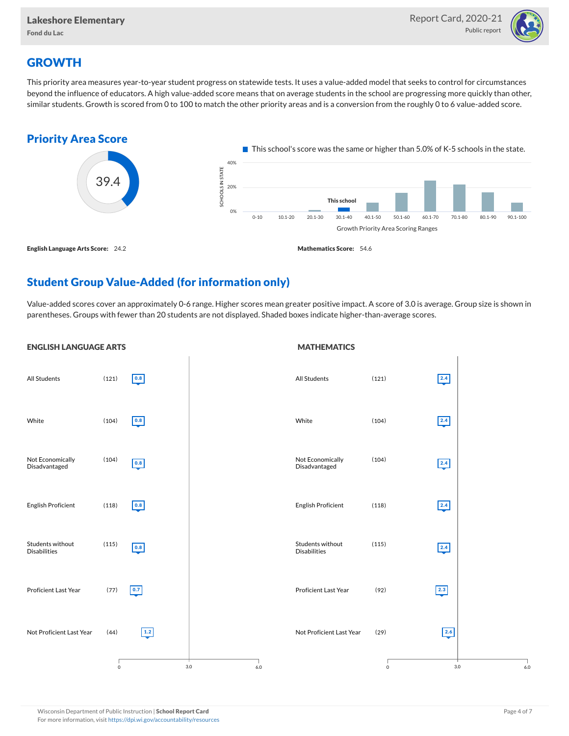## GROWTH

This priority area measures year-to-year student progress on statewide tests. It uses a value-added model that seeks to control for circumstances beyond the influence of educators. A high value-added score means that on average students in the school are progressing more quickly than other, similar students. Growth is scored from 0 to 100 to match the other priority areas and is a conversion from the roughly 0 to 6 value-added score.

### Priority Area Score

39.4

This school's score was the same or higher than 5.0% of K-5 schools in the state.

Growth Priority Area Scoring Ranges: 0-10, 10.1-20, 20.1-30, 30.1-40 (This school), 40.1-50, 50.1-60, 60.1-70, 70.1-80, 80.1-90, 90.1-100

**English Language Arts Score:** 24.2

**Mathematics Score:** 54.6

## Student Group Value-Added (for information only)

Value-added scores cover an approximately 0-6 range. Higher scores mean greater positive impact. A score of 3.0 is average. Group size is shown in parentheses. Groups with fewer than 20 students are not displayed. Shaded boxes indicate higher-than-average scores.

### ENGLISH LANGUAGE ARTS

| Group | Size | Score |
|---|---|---|
| All Students | (121) | 0.8 |
| White | (104) | 0.8 |
| Not Economically Disadvantaged | (104) | 0.8 |
| English Proficient | (118) | 0.8 |
| Students without Disabilities | (115) | 0.8 |
| Proficient Last Year | (77) | 0.7 |
| Not Proficient Last Year | (44) | 1.2 |

### MATHEMATICS

| Group | Size | Score |
|---|---|---|
| All Students | (121) | 2.4 |
| White | (104) | 2.4 |
| Not Economically Disadvantaged | (104) | 2.4 |
| English Proficient | (118) | 2.4 |
| Students without Disabilities | (115) | 2.4 |
| Proficient Last Year | (92) | 2.3 |
| Not Proficient Last Year | (29) | 2.6 |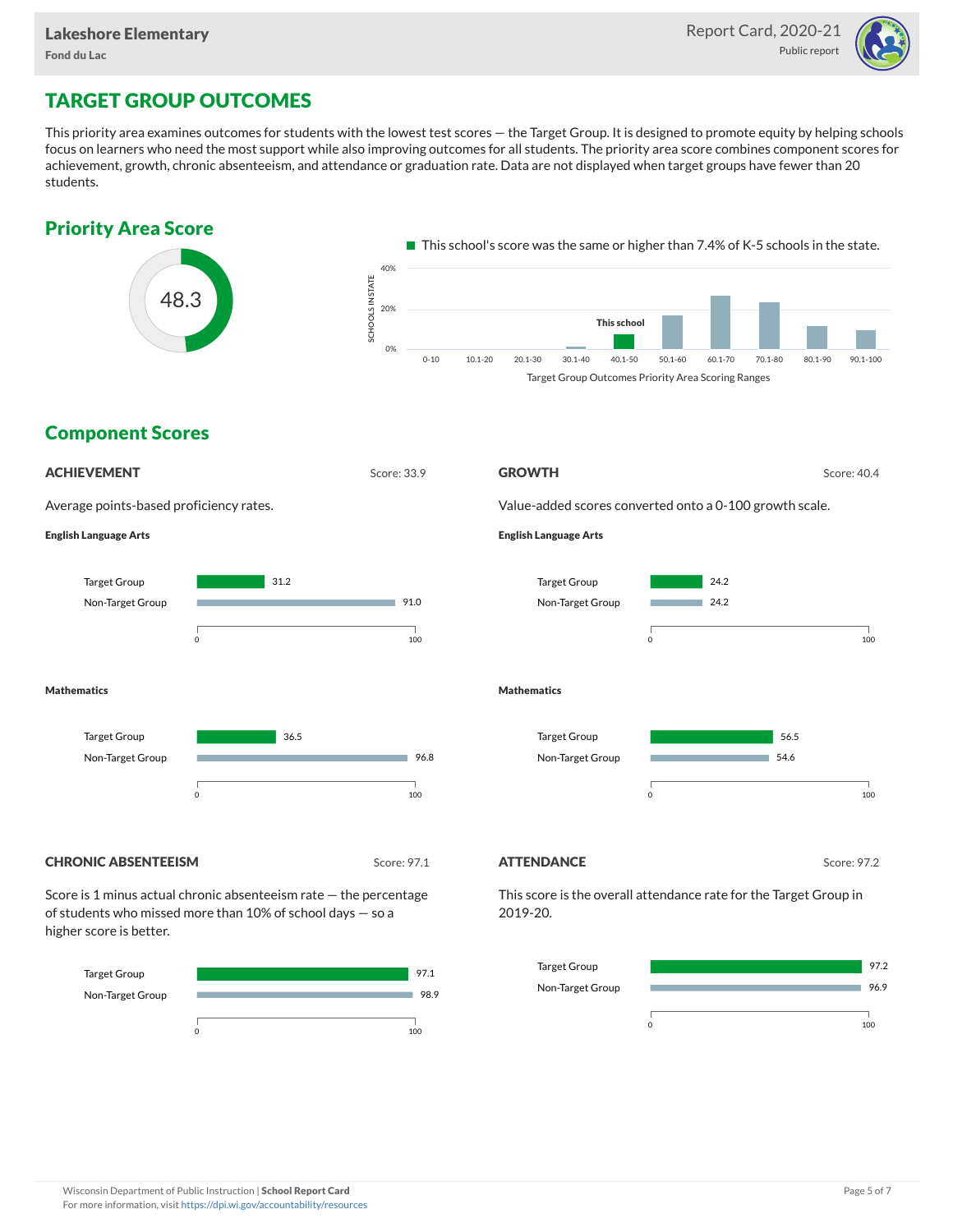# TARGET GROUP OUTCOMES

This priority area examines outcomes for students with the lowest test scores — the Target Group. It is designed to promote equity by helping schools focus on learners who need the most support while also improving outcomes for all students. The priority area score combines component scores for achievement, growth, chronic absenteeism, and attendance or graduation rate. Data are not displayed when target groups have fewer than 20 students.

## Priority Area Score

48.3

This school's score was the same or higher than 7.4% of K-5 schools in the state.

Target Group Outcomes Priority Area Scoring Ranges (This school: 40.1-50)

## Component Scores

### ACHIEVEMENT

Score: 33.9

Average points-based proficiency rates.

**English Language Arts**

| Group | Score |
| --- | --- |
| Target Group | 31.2 |
| Non-Target Group | 91.0 |

**Mathematics**

| Group | Score |
| --- | --- |
| Target Group | 36.5 |
| Non-Target Group | 96.8 |

### GROWTH

Score: 40.4

Value-added scores converted onto a 0-100 growth scale.

**English Language Arts**

| Group | Score |
| --- | --- |
| Target Group | 24.2 |
| Non-Target Group | 24.2 |

**Mathematics**

| Group | Score |
| --- | --- |
| Target Group | 56.5 |
| Non-Target Group | 54.6 |

### CHRONIC ABSENTEEISM

Score: 97.1

Score is 1 minus actual chronic absenteeism rate — the percentage of students who missed more than 10% of school days — so a higher score is better.

| Group | Score |
| --- | --- |
| Target Group | 97.1 |
| Non-Target Group | 98.9 |

### ATTENDANCE

Score: 97.2

This score is the overall attendance rate for the Target Group in 2019-20.

| Group | Score |
| --- | --- |
| Target Group | 97.2 |
| Non-Target Group | 96.9 |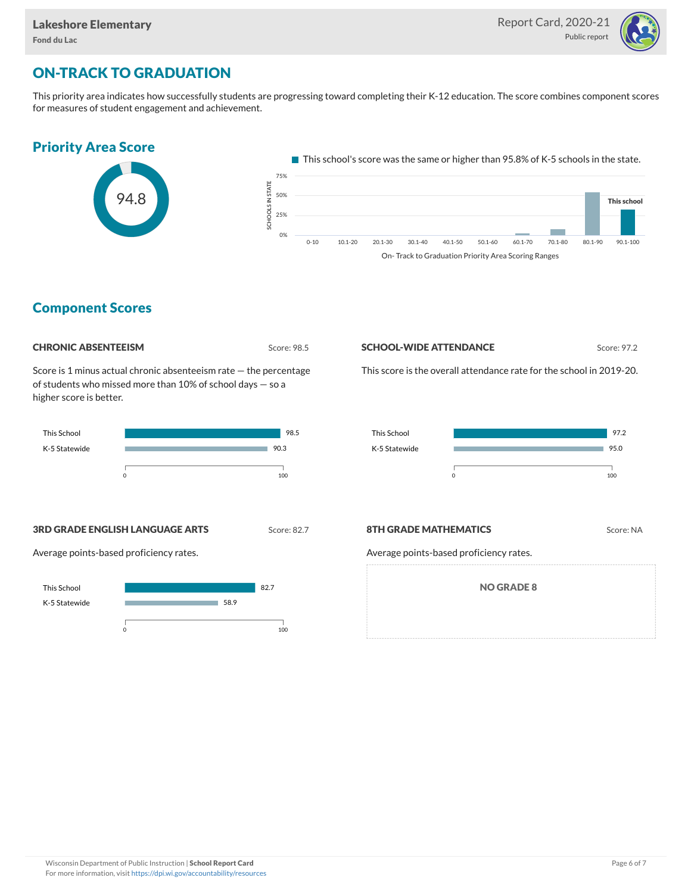# ON-TRACK TO GRADUATION

This priority area indicates how successfully students are progressing toward completing their K-12 education. The score combines component scores for measures of student engagement and achievement.

## Priority Area Score

94.8

This school's score was the same or higher than 95.8% of K-5 schools in the state.

## Component Scores

### CHRONIC ABSENTEEISM

Score: 98.5

Score is 1 minus actual chronic absenteeism rate — the percentage of students who missed more than 10% of school days — so a higher score is better.

| | Score |
|---|---|
| This School | 98.5 |
| K-5 Statewide | 90.3 |

### SCHOOL-WIDE ATTENDANCE

Score: 97.2

This score is the overall attendance rate for the school in 2019-20.

| | Score |
|---|---|
| This School | 97.2 |
| K-5 Statewide | 95.0 |

### 3RD GRADE ENGLISH LANGUAGE ARTS

Score: 82.7

Average points-based proficiency rates.

| | Score |
|---|---|
| This School | 82.7 |
| K-5 Statewide | 58.9 |

### 8TH GRADE MATHEMATICS

Score: NA

Average points-based proficiency rates.

NO GRADE 8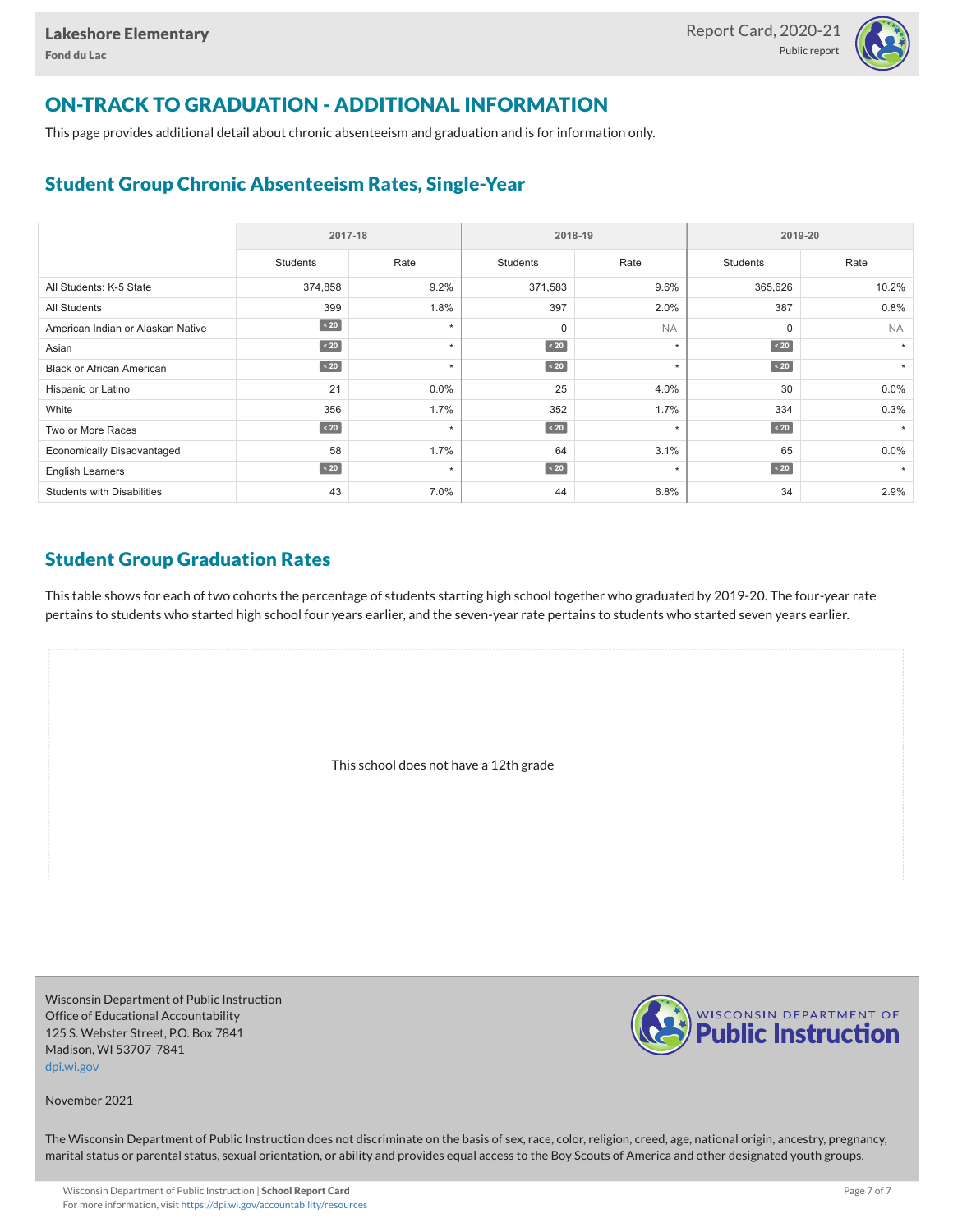Lakeshore Elementary
Fond du Lac

Report Card, 2020-21
Public report

# ON-TRACK TO GRADUATION - ADDITIONAL INFORMATION

This page provides additional detail about chronic absenteeism and graduation and is for information only.

## Student Group Chronic Absenteeism Rates, Single-Year

| | 2017-18 | | 2018-19 | | 2019-20 | |
|---|---|---|---|---|---|---|
| | Students | Rate | Students | Rate | Students | Rate |
| All Students: K-5 State | 374,858 | 9.2% | 371,583 | 9.6% | 365,626 | 10.2% |
| All Students | 399 | 1.8% | 397 | 2.0% | 387 | 0.8% |
| American Indian or Alaskan Native | < 20 | * | 0 | NA | 0 | NA |
| Asian | < 20 | * | < 20 | * | < 20 | * |
| Black or African American | < 20 | * | < 20 | * | < 20 | * |
| Hispanic or Latino | 21 | 0.0% | 25 | 4.0% | 30 | 0.0% |
| White | 356 | 1.7% | 352 | 1.7% | 334 | 0.3% |
| Two or More Races | < 20 | * | < 20 | * | < 20 | * |
| Economically Disadvantaged | 58 | 1.7% | 64 | 3.1% | 65 | 0.0% |
| English Learners | < 20 | * | < 20 | * | < 20 | * |
| Students with Disabilities | 43 | 7.0% | 44 | 6.8% | 34 | 2.9% |

## Student Group Graduation Rates

This table shows for each of two cohorts the percentage of students starting high school together who graduated by 2019-20. The four-year rate pertains to students who started high school four years earlier, and the seven-year rate pertains to students who started seven years earlier.

This school does not have a 12th grade

Wisconsin Department of Public Instruction
Office of Educational Accountability
125 S. Webster Street, P.O. Box 7841
Madison, WI 53707-7841
dpi.wi.gov

WISCONSIN DEPARTMENT OF Public Instruction

November 2021

The Wisconsin Department of Public Instruction does not discriminate on the basis of sex, race, color, religion, creed, age, national origin, ancestry, pregnancy, marital status or parental status, sexual orientation, or ability and provides equal access to the Boy Scouts of America and other designated youth groups.